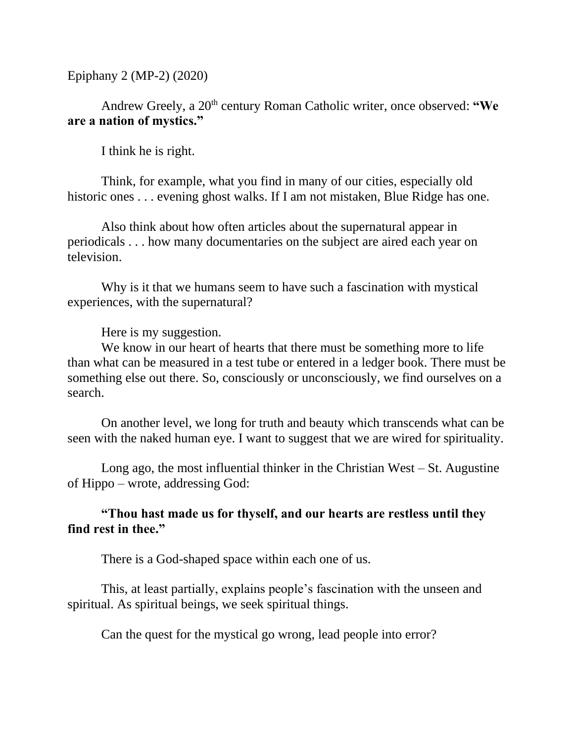Epiphany 2 (MP-2) (2020)

Andrew Greely, a 20th century Roman Catholic writer, once observed: **"We are a nation of mystics."**

I think he is right.

Think, for example, what you find in many of our cities, especially old historic ones . . . evening ghost walks. If I am not mistaken, Blue Ridge has one.

Also think about how often articles about the supernatural appear in periodicals . . . how many documentaries on the subject are aired each year on television.

Why is it that we humans seem to have such a fascination with mystical experiences, with the supernatural?

Here is my suggestion.

We know in our heart of hearts that there must be something more to life than what can be measured in a test tube or entered in a ledger book. There must be something else out there. So, consciously or unconsciously, we find ourselves on a search.

On another level, we long for truth and beauty which transcends what can be seen with the naked human eye. I want to suggest that we are wired for spirituality.

Long ago, the most influential thinker in the Christian West – St. Augustine of Hippo – wrote, addressing God:

**"Thou hast made us for thyself, and our hearts are restless until they find rest in thee."**

There is a God-shaped space within each one of us.

This, at least partially, explains people's fascination with the unseen and spiritual. As spiritual beings, we seek spiritual things.

Can the quest for the mystical go wrong, lead people into error?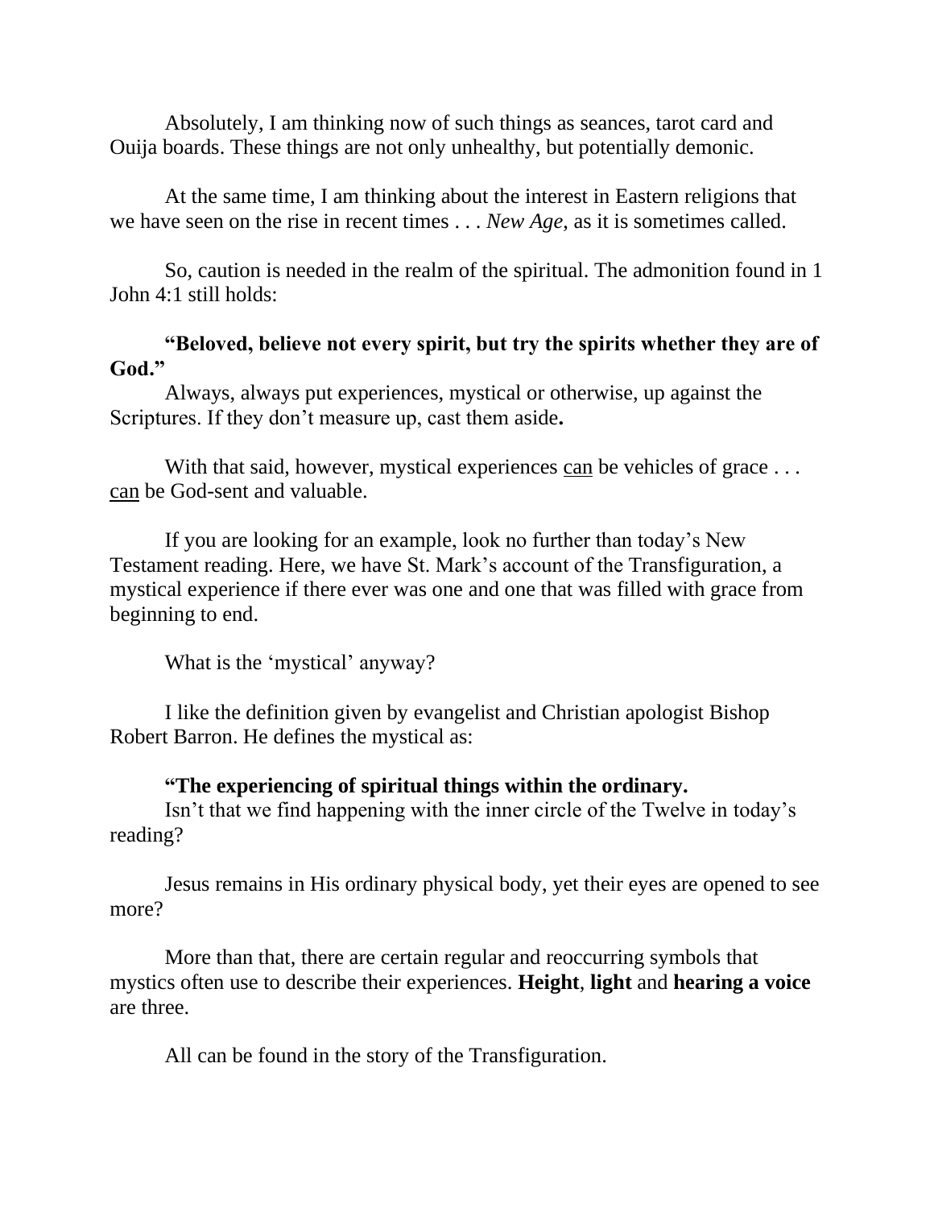Absolutely, I am thinking now of such things as seances, tarot card and Ouija boards. These things are not only unhealthy, but potentially demonic.

At the same time, I am thinking about the interest in Eastern religions that we have seen on the rise in recent times . . . *New Age*, as it is sometimes called.

So, caution is needed in the realm of the spiritual. The admonition found in 1 John 4:1 still holds:

**"Beloved, believe not every spirit, but try the spirits whether they are of God."**

Always, always put experiences, mystical or otherwise, up against the Scriptures. If they don't measure up, cast them aside**.**

With that said, however, mystical experiences <u>can</u> be vehicles of grace . . . <u>can</u> be God-sent and valuable.

If you are looking for an example, look no further than today's New Testament reading. Here, we have St. Mark's account of the Transfiguration, a mystical experience if there ever was one and one that was filled with grace from beginning to end.

What is the 'mystical' anyway?

I like the definition given by evangelist and Christian apologist Bishop Robert Barron. He defines the mystical as:

**"The experiencing of spiritual things within the ordinary.**

Isn't that we find happening with the inner circle of the Twelve in today's reading?

Jesus remains in His ordinary physical body, yet their eyes are opened to see more?

More than that, there are certain regular and reoccurring symbols that mystics often use to describe their experiences. **Height**, **light** and **hearing a voice** are three.

All can be found in the story of the Transfiguration.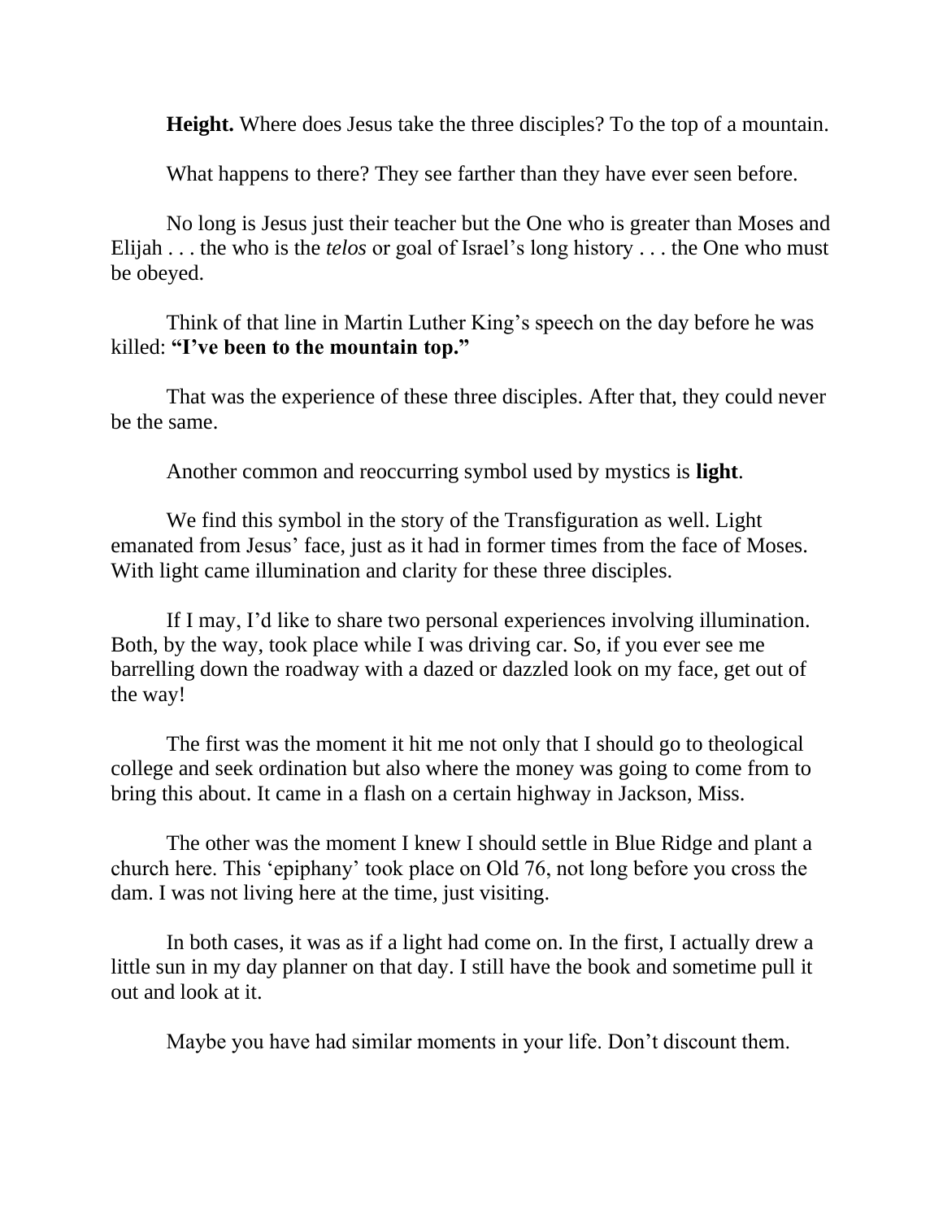**Height.** Where does Jesus take the three disciples? To the top of a mountain.

What happens to there? They see farther than they have ever seen before.

No long is Jesus just their teacher but the One who is greater than Moses and Elijah . . . the who is the *telos* or goal of Israel's long history . . . the One who must be obeyed.

Think of that line in Martin Luther King's speech on the day before he was killed: **"I've been to the mountain top."**

That was the experience of these three disciples. After that, they could never be the same.

Another common and reoccurring symbol used by mystics is **light**.

We find this symbol in the story of the Transfiguration as well. Light emanated from Jesus' face, just as it had in former times from the face of Moses. With light came illumination and clarity for these three disciples.

If I may, I'd like to share two personal experiences involving illumination. Both, by the way, took place while I was driving car. So, if you ever see me barrelling down the roadway with a dazed or dazzled look on my face, get out of the way!

The first was the moment it hit me not only that I should go to theological college and seek ordination but also where the money was going to come from to bring this about. It came in a flash on a certain highway in Jackson, Miss.

The other was the moment I knew I should settle in Blue Ridge and plant a church here. This 'epiphany' took place on Old 76, not long before you cross the dam. I was not living here at the time, just visiting.

In both cases, it was as if a light had come on. In the first, I actually drew a little sun in my day planner on that day. I still have the book and sometime pull it out and look at it.

Maybe you have had similar moments in your life. Don't discount them.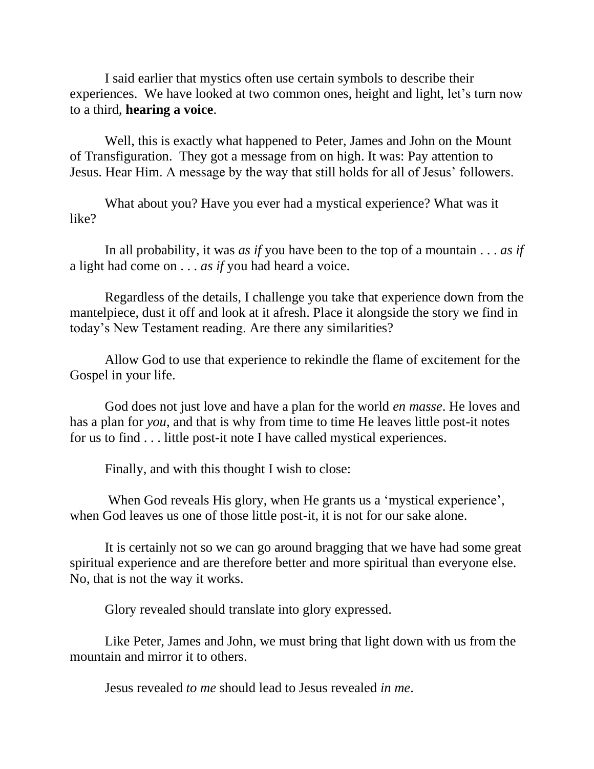I said earlier that mystics often use certain symbols to describe their experiences. We have looked at two common ones, height and light, let's turn now to a third, **hearing a voice**.

Well, this is exactly what happened to Peter, James and John on the Mount of Transfiguration. They got a message from on high. It was: Pay attention to Jesus. Hear Him. A message by the way that still holds for all of Jesus' followers.

What about you? Have you ever had a mystical experience? What was it like?

In all probability, it was *as if* you have been to the top of a mountain . . . *as if* a light had come on . . . *as if* you had heard a voice.

Regardless of the details, I challenge you take that experience down from the mantelpiece, dust it off and look at it afresh. Place it alongside the story we find in today's New Testament reading. Are there any similarities?

Allow God to use that experience to rekindle the flame of excitement for the Gospel in your life.

God does not just love and have a plan for the world *en masse*. He loves and has a plan for *you*, and that is why from time to time He leaves little post-it notes for us to find . . . little post-it note I have called mystical experiences.

Finally, and with this thought I wish to close:

When God reveals His glory, when He grants us a 'mystical experience', when God leaves us one of those little post-it, it is not for our sake alone.

It is certainly not so we can go around bragging that we have had some great spiritual experience and are therefore better and more spiritual than everyone else. No, that is not the way it works.

Glory revealed should translate into glory expressed.

Like Peter, James and John, we must bring that light down with us from the mountain and mirror it to others.

Jesus revealed *to me* should lead to Jesus revealed *in me*.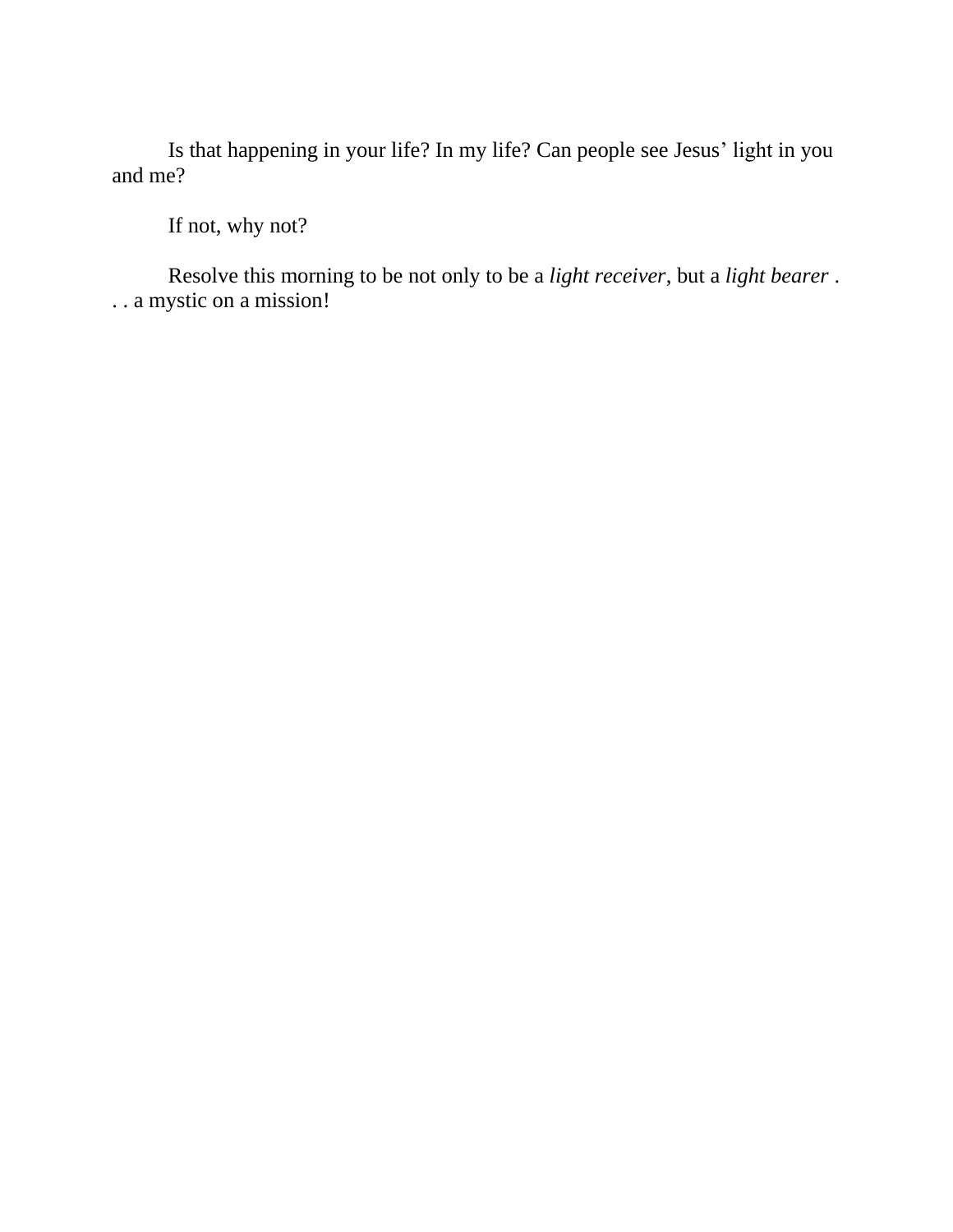Is that happening in your life? In my life? Can people see Jesus' light in you and me?

If not, why not?

Resolve this morning to be not only to be a *light receiver*, but a *light bearer* . . . a mystic on a mission!